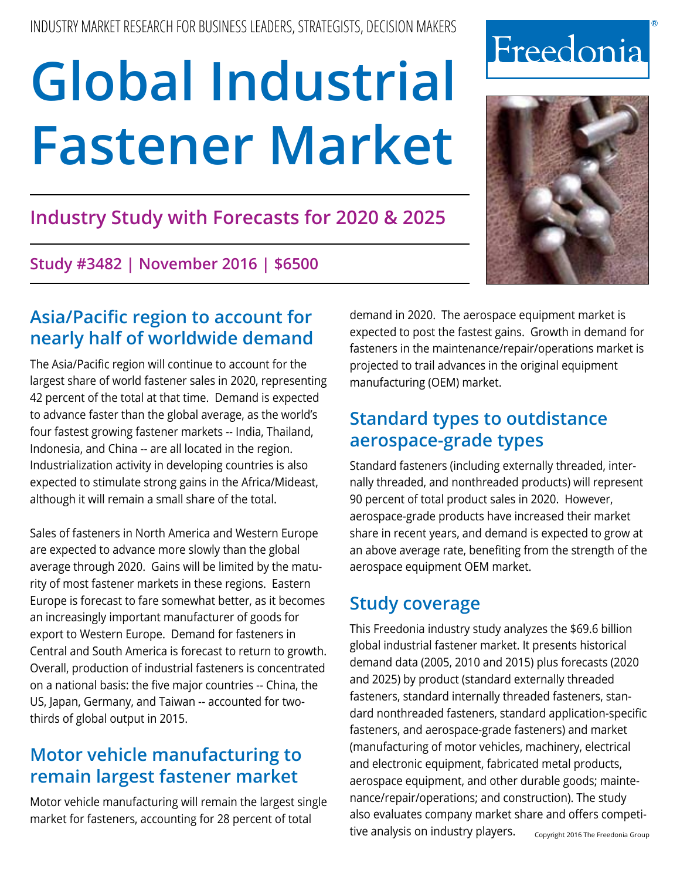INDUSTRY MARKET RESEARCH FOR BUSINESS LEADERS, STRATEGISTS, DECISION MAKERS

Freedonia®

# Global Industrial Fastener Market

## Industry Study with Forecasts for 2020 & 2025

**Study #3482 | November 2016 | $6500**

## Asia/Pacific region to account for nearly half of worldwide demand

The Asia/Pacific region will continue to account for the largest share of world fastener sales in 2020, representing 42 percent of the total at that time. Demand is expected to advance faster than the global average, as the world's four fastest growing fastener markets -- India, Thailand, Indonesia, and China -- are all located in the region. Industrialization activity in developing countries is also expected to stimulate strong gains in the Africa/Mideast, although it will remain a small share of the total.

Sales of fasteners in North America and Western Europe are expected to advance more slowly than the global average through 2020. Gains will be limited by the maturity of most fastener markets in these regions. Eastern Europe is forecast to fare somewhat better, as it becomes an increasingly important manufacturer of goods for export to Western Europe. Demand for fasteners in Central and South America is forecast to return to growth. Overall, production of industrial fasteners is concentrated on a national basis: the five major countries -- China, the US, Japan, Germany, and Taiwan -- accounted for two-thirds of global output in 2015.

## Motor vehicle manufacturing to remain largest fastener market

Motor vehicle manufacturing will remain the largest single market for fasteners, accounting for 28 percent of total demand in 2020. The aerospace equipment market is expected to post the fastest gains. Growth in demand for fasteners in the maintenance/repair/operations market is projected to trail advances in the original equipment manufacturing (OEM) market.

## Standard types to outdistance aerospace-grade types

Standard fasteners (including externally threaded, internally threaded, and nonthreaded products) will represent 90 percent of total product sales in 2020. However, aerospace-grade products have increased their market share in recent years, and demand is expected to grow at an above average rate, benefiting from the strength of the aerospace equipment OEM market.

## Study coverage

This Freedonia industry study analyzes the $69.6 billion global industrial fastener market. It presents historical demand data (2005, 2010 and 2015) plus forecasts (2020 and 2025) by product (standard externally threaded fasteners, standard internally threaded fasteners, standard nonthreaded fasteners, standard application-specific fasteners, and aerospace-grade fasteners) and market (manufacturing of motor vehicles, machinery, electrical and electronic equipment, fabricated metal products, aerospace equipment, and other durable goods; maintenance/repair/operations; and construction). The study also evaluates company market share and offers competitive analysis on industry players.

Copyright 2016 The Freedonia Group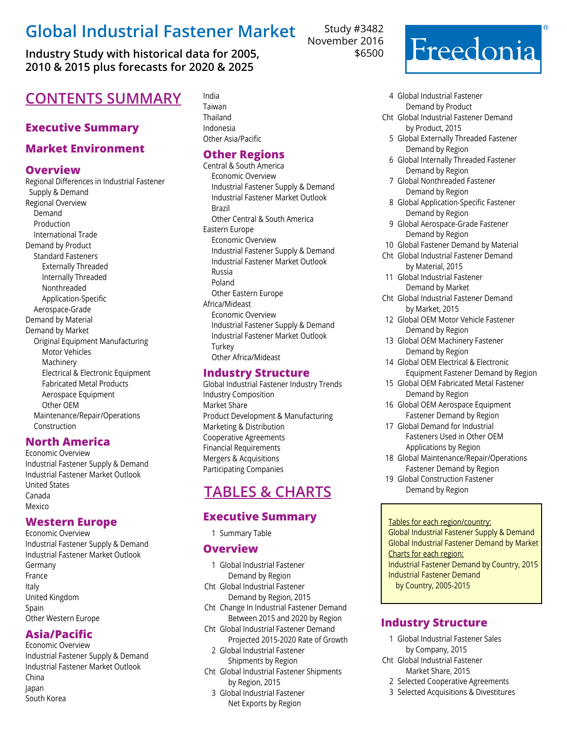# Global Industrial Fastener Market

**Industry Study with historical data for 2005, 2010 & 2015 plus forecasts for 2020 & 2025**

Study #3482
November 2016
$6500

Freedonia®

## CONTENTS SUMMARY

### Executive Summary

### Market Environment

### Overview

Regional Differences in Industrial Fastener Supply & Demand
Regional Overview
- Demand
- Production
- International Trade

Demand by Product
- Standard Fasteners
  - Externally Threaded
  - Internally Threaded
  - Nonthreaded
  - Application-Specific
- Aerospace-Grade

Demand by Material
Demand by Market
- Original Equipment Manufacturing
  - Motor Vehicles
  - Machinery
  - Electrical & Electronic Equipment
  - Fabricated Metal Products
  - Aerospace Equipment
  - Other OEM
- Maintenance/Repair/Operations
- Construction

### North America

Economic Overview
Industrial Fastener Supply & Demand
Industrial Fastener Market Outlook
United States
Canada
Mexico

### Western Europe

Economic Overview
Industrial Fastener Supply & Demand
Industrial Fastener Market Outlook
Germany
France
Italy
United Kingdom
Spain
Other Western Europe

### Asia/Pacific

Economic Overview
Industrial Fastener Supply & Demand
Industrial Fastener Market Outlook
China
Japan
South Korea
India
Taiwan
Thailand
Indonesia
Other Asia/Pacific

### Other Regions

Central & South America
- Economic Overview
- Industrial Fastener Supply & Demand
- Industrial Fastener Market Outlook
- Brazil
- Other Central & South America

Eastern Europe
- Economic Overview
- Industrial Fastener Supply & Demand
- Industrial Fastener Market Outlook
- Russia
- Poland
- Other Eastern Europe

Africa/Mideast
- Economic Overview
- Industrial Fastener Supply & Demand
- Industrial Fastener Market Outlook
- Turkey
- Other Africa/Mideast

### Industry Structure

Global Industrial Fastener Industry Trends
Industry Composition
Market Share
Product Development & Manufacturing
Marketing & Distribution
Cooperative Agreements
Financial Requirements
Mergers & Acquisitions
Participating Companies

## TABLES & CHARTS

### Executive Summary

1 Summary Table

### Overview

1 Global Industrial Fastener Demand by Region
Cht Global Industrial Fastener Demand by Region, 2015
Cht Change In Industrial Fastener Demand Between 2015 and 2020 by Region
Cht Global Industrial Fastener Demand Projected 2015-2020 Rate of Growth
2 Global Industrial Fastener Shipments by Region
Cht Global Industrial Fastener Shipments by Region, 2015
3 Global Industrial Fastener Net Exports by Region
4 Global Industrial Fastener Demand by Product
Cht Global Industrial Fastener Demand by Product, 2015
5 Global Externally Threaded Fastener Demand by Region
6 Global Internally Threaded Fastener Demand by Region
7 Global Nonthreaded Fastener Demand by Region
8 Global Application-Specific Fastener Demand by Region
9 Global Aerospace-Grade Fastener Demand by Region
10 Global Fastener Demand by Material
Cht Global Industrial Fastener Demand by Material, 2015
11 Global Industrial Fastener Demand by Market
Cht Global Industrial Fastener Demand by Market, 2015
12 Global OEM Motor Vehicle Fastener Demand by Region
13 Global OEM Machinery Fastener Demand by Region
14 Global OEM Electrical & Electronic Equipment Fastener Demand by Region
15 Global OEM Fabricated Metal Fastener Demand by Region
16 Global OEM Aerospace Equipment Fastener Demand by Region
17 Global Demand for Industrial Fasteners Used in Other OEM Applications by Region
18 Global Maintenance/Repair/Operations Fastener Demand by Region
19 Global Construction Fastener Demand by Region

Tables for each region/country:
Global Industrial Fastener Supply & Demand
Global Industrial Fastener Demand by Market
Charts for each region:
Industrial Fastener Demand by Country, 2015
Industrial Fastener Demand by Country, 2005-2015

### Industry Structure

1 Global Industrial Fastener Sales by Company, 2015
Cht Global Industrial Fastener Market Share, 2015
2 Selected Cooperative Agreements
3 Selected Acquisitions & Divestitures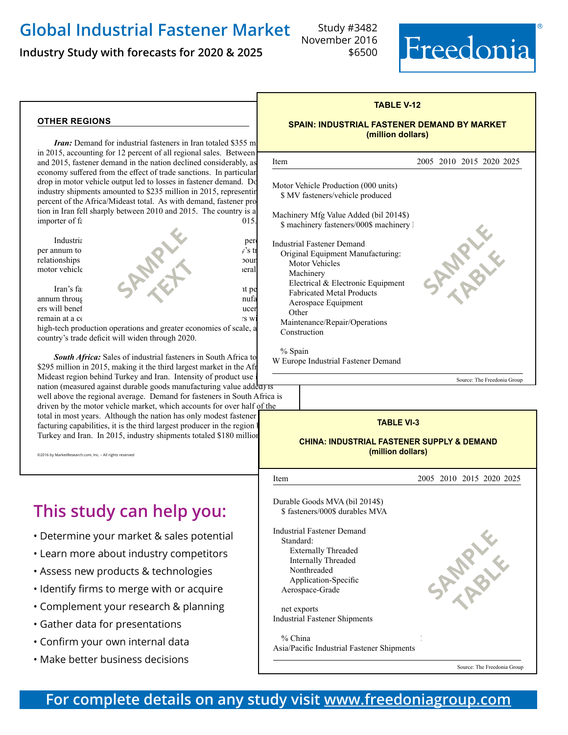# Global Industrial Fastener Market

**Industry Study with forecasts for 2020 & 2025**

Study #3482
November 2016
$6500

Freedonia

### OTHER REGIONS

***Iran:*** Demand for industrial fasteners in Iran totaled $355 m in 2015, accounting for 12 percent of all regional sales. Between and 2015, fastener demand in the nation declined considerably, as economy suffered from the effect of trade sanctions. In particular drop in motor vehicle output led to losses in fastener demand. Do industry shipments amounted to $235 million in 2015, representin percent of the Africa/Mideast total. As with demand, fastener pro tion in Iran fell sharply between 2010 and 2015. The country is a importer of fa 015.

Industria perc per annum to y's tr relationships bour motor vehicle eral

Iran's fa it pe annum throug nufa ers will benef ucer remain at a co rs wi high-tech production operations and greater economies of scale, a country's trade deficit will widen through 2020.

***South Africa:*** Sales of industrial fasteners in South Africa to $295 million in 2015, making it the third largest market in the Afr Mideast region behind Turkey and Iran. Intensity of product use i nation (measured against durable goods manufacturing value added) is well above the regional average. Demand for fasteners in South Africa is driven by the motor vehicle market, which accounts for over half of the total in most years. Although the nation has only modest fastener facturing capabilities, it is the third largest producer in the region l Turkey and Iran. In 2015, industry shipments totaled $180 million

©2016 by MarketResearch.com, Inc. – All rights reserved

**TABLE V-12**

**SPAIN: INDUSTRIAL FASTENER DEMAND BY MARKET (million dollars)**

| Item | 2005 | 2010 | 2015 | 2020 | 2025 |
|---|---|---|---|---|---|
| Motor Vehicle Production (000 units) | | | | | |
| $ MV fasteners/vehicle produced | | | | | |
| Machinery Mfg Value Added (bil 2014$) | | | | | |
| $ machinery fasteners/000$ machinery | | | | | |
| Industrial Fastener Demand | | | | | |
| Original Equipment Manufacturing: | | | | | |
| Motor Vehicles | | | | | |
| Machinery | | | | | |
| Electrical & Electronic Equipment | | | | | |
| Fabricated Metal Products | | | | | |
| Aerospace Equipment | | | | | |
| Other | | | | | |
| Maintenance/Repair/Operations | | | | | |
| Construction | | | | | |
| % Spain | | | | | |
| W Europe Industrial Fastener Demand | | | | | |

Source: The Freedonia Group

**TABLE VI-3**

**CHINA: INDUSTRIAL FASTENER SUPPLY & DEMAND (million dollars)**

| Item | 2005 | 2010 | 2015 | 2020 | 2025 |
|---|---|---|---|---|---|
| Durable Goods MVA (bil 2014$) | | | | | |
| $ fasteners/000$ durables MVA | | | | | |
| Industrial Fastener Demand | | | | | |
| Standard: | | | | | |
| Externally Threaded | | | | | |
| Internally Threaded | | | | | |
| Nonthreaded | | | | | |
| Application-Specific | | | | | |
| Aerospace-Grade | | | | | |
| net exports | | | | | |
| Industrial Fastener Shipments | | | | | |
| % China | | | | | |
| Asia/Pacific Industrial Fastener Shipments | | | | | |

Source: The Freedonia Group

## This study can help you:

- Determine your market & sales potential
- Learn more about industry competitors
- Assess new products & technologies
- Identify firms to merge with or acquire
- Complement your research & planning
- Gather data for presentations
- Confirm your own internal data
- Make better business decisions

**For complete details on any study visit www.freedoniagroup.com**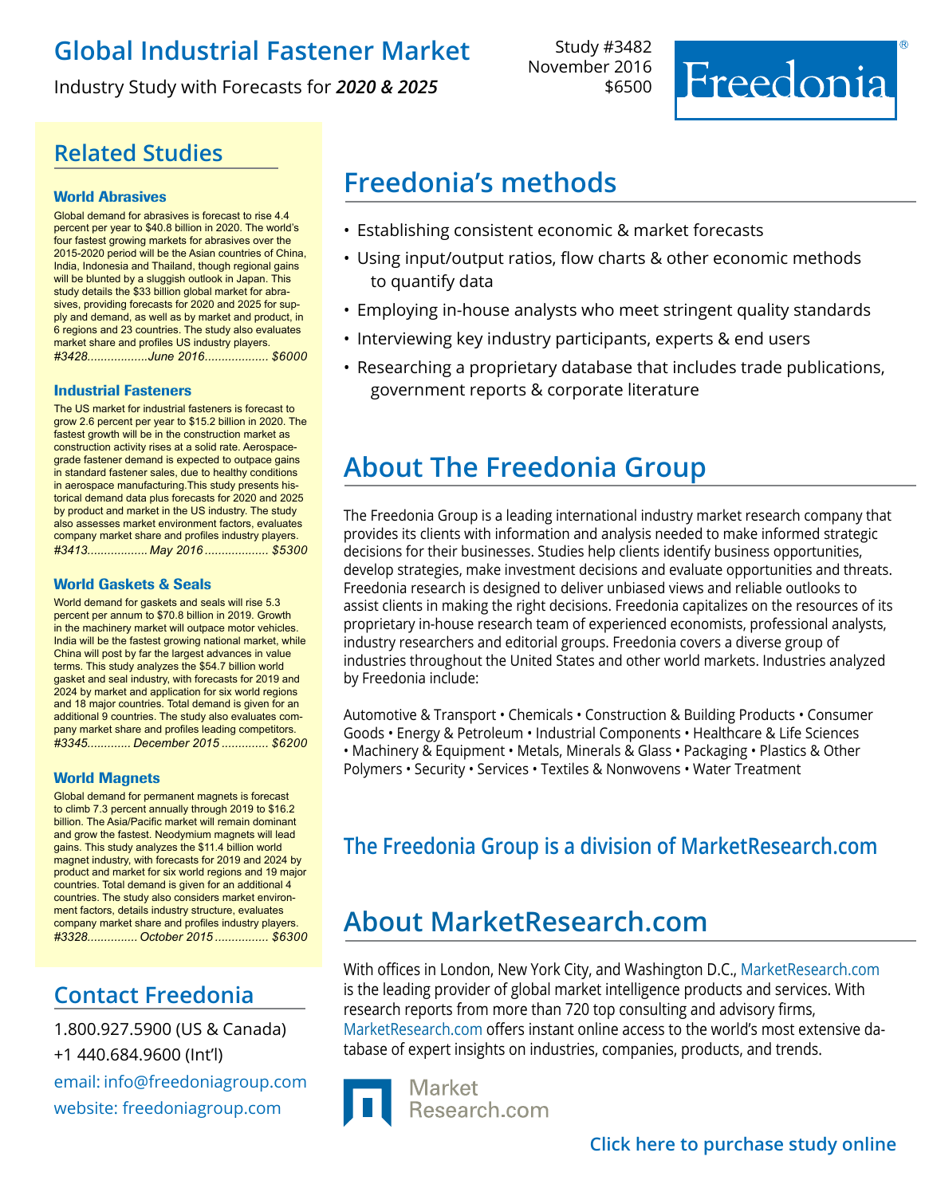# Global Industrial Fastener Market

Industry Study with Forecasts for ***2020 & 2025***

Study #3482
November 2016
$6500

Freedonia

## Related Studies

### World Abrasives

Global demand for abrasives is forecast to rise 4.4 percent per year to $40.8 billion in 2020. The world's four fastest growing markets for abrasives over the 2015-2020 period will be the Asian countries of China, India, Indonesia and Thailand, though regional gains will be blunted by a sluggish outlook in Japan. This study details the $33 billion global market for abrasives, providing forecasts for 2020 and 2025 for supply and demand, as well as by market and product, in 6 regions and 23 countries. The study also evaluates market share and profiles US industry players.

*#3428..................June 2016................... $6000*

### Industrial Fasteners

The US market for industrial fasteners is forecast to grow 2.6 percent per year to $15.2 billion in 2020. The fastest growth will be in the construction market as construction activity rises at a solid rate. Aerospace-grade fastener demand is expected to outpace gains in standard fastener sales, due to healthy conditions in aerospace manufacturing.This study presents historical demand data plus forecasts for 2020 and 2025 by product and market in the US industry. The study also assesses market environment factors, evaluates company market share and profiles industry players.

*#3413................. May 2016 ................... $5300*

### World Gaskets & Seals

World demand for gaskets and seals will rise 5.3 percent per annum to $70.8 billion in 2019. Growth in the machinery market will outpace motor vehicles. India will be the fastest growing national market, while China will post by far the largest advances in value terms. This study analyzes the $54.7 billion world gasket and seal industry, with forecasts for 2019 and 2024 by market and application for six world regions and 18 major countries. Total demand is given for an additional 9 countries. The study also evaluates company market share and profiles leading competitors.

*#3345............ December 2015 ............. $6200*

### World Magnets

Global demand for permanent magnets is forecast to climb 7.3 percent annually through 2019 to $16.2 billion. The Asia/Pacific market will remain dominant and grow the fastest. Neodymium magnets will lead gains. This study analyzes the $11.4 billion world magnet industry, with forecasts for 2019 and 2024 by product and market for six world regions and 19 major countries. Total demand is given for an additional 4 countries. The study also considers market environment factors, details industry structure, evaluates company market share and profiles industry players.

*#3328.............. October 2015 ................ $6300*

## Contact Freedonia

1.800.927.5900 (US & Canada)
+1 440.684.9600 (Int'l)
email: info@freedoniagroup.com
website: freedoniagroup.com

## Freedonia's methods

- Establishing consistent economic & market forecasts
- Using input/output ratios, flow charts & other economic methods to quantify data
- Employing in-house analysts who meet stringent quality standards
- Interviewing key industry participants, experts & end users
- Researching a proprietary database that includes trade publications, government reports & corporate literature

## About The Freedonia Group

The Freedonia Group is a leading international industry market research company that provides its clients with information and analysis needed to make informed strategic decisions for their businesses. Studies help clients identify business opportunities, develop strategies, make investment decisions and evaluate opportunities and threats. Freedonia research is designed to deliver unbiased views and reliable outlooks to assist clients in making the right decisions. Freedonia capitalizes on the resources of its proprietary in-house research team of experienced economists, professional analysts, industry researchers and editorial groups. Freedonia covers a diverse group of industries throughout the United States and other world markets. Industries analyzed by Freedonia include:

Automotive & Transport • Chemicals • Construction & Building Products • Consumer Goods • Energy & Petroleum • Industrial Components • Healthcare & Life Sciences • Machinery & Equipment • Metals, Minerals & Glass • Packaging • Plastics & Other Polymers • Security • Services • Textiles & Nonwovens • Water Treatment

### The Freedonia Group is a division of MarketResearch.com

## About MarketResearch.com

With offices in London, New York City, and Washington D.C., MarketResearch.com is the leading provider of global market intelligence products and services. With research reports from more than 720 top consulting and advisory firms, MarketResearch.com offers instant online access to the world's most extensive database of expert insights on industries, companies, products, and trends.

Market Research.com

**Click here to purchase study online**